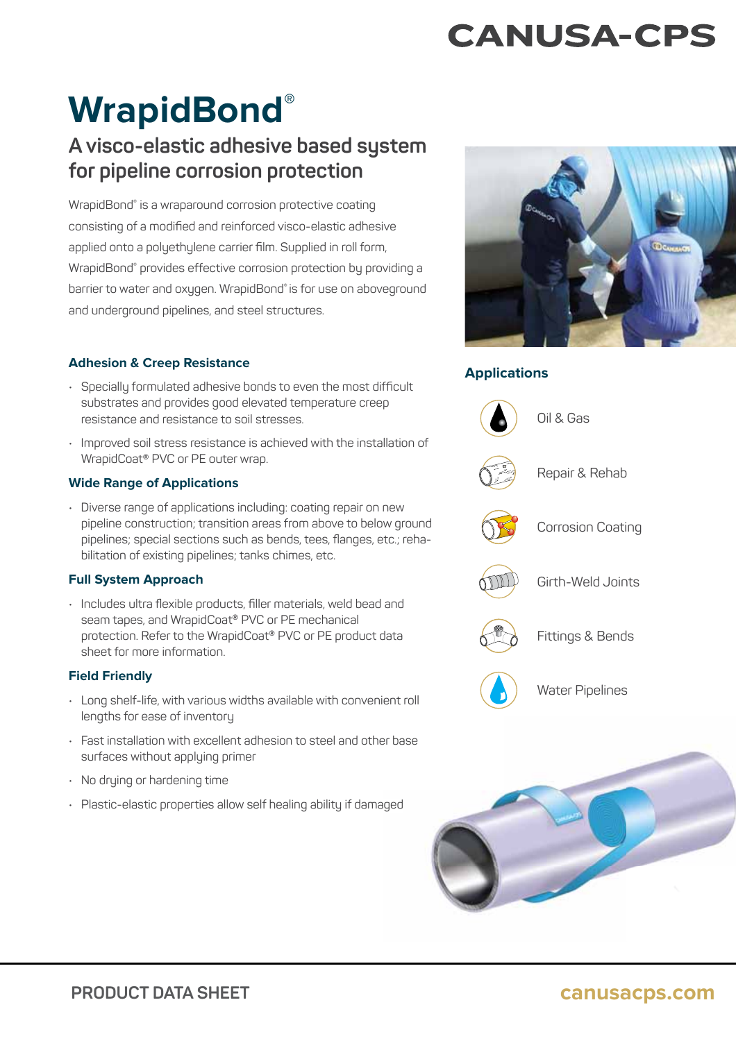CANUSA-CPS

# WrapidBond®

## A visco-elastic adhesive based system for pipeline corrosion protection

WrapidBond® is a wraparound corrosion protective coating consisting of a modified and reinforced visco-elastic adhesive applied onto a polyethylene carrier film. Supplied in roll form, WrapidBond® provides effective corrosion protection by providing a barrier to water and oxygen. WrapidBond® is for use on aboveground and underground pipelines, and steel structures.

### Adhesion & Creep Resistance

- Specially formulated adhesive bonds to even the most difficult substrates and provides good elevated temperature creep resistance and resistance to soil stresses.
- Improved soil stress resistance is achieved with the installation of WrapidCoat® PVC or PE outer wrap.

### Wide Range of Applications

- Diverse range of applications including: coating repair on new pipeline construction; transition areas from above to below ground pipelines; special sections such as bends, tees, flanges, etc.; rehabilitation of existing pipelines; tanks chimes, etc.

### Full System Approach

- Includes ultra flexible products, filler materials, weld bead and seam tapes, and WrapidCoat® PVC or PE mechanical protection. Refer to the WrapidCoat® PVC or PE product data sheet for more information.

### Field Friendly

- Long shelf-life, with various widths available with convenient roll lengths for ease of inventory
- Fast installation with excellent adhesion to steel and other base surfaces without applying primer
- No drying or hardening time
- Plastic-elastic properties allow self healing ability if damaged

### Applications

- Oil & Gas
- Repair & Rehab
- Corrosion Coating
- Girth-Weld Joints
- Fittings & Bends
- Water Pipelines

PRODUCT DATA SHEET

canusacps.com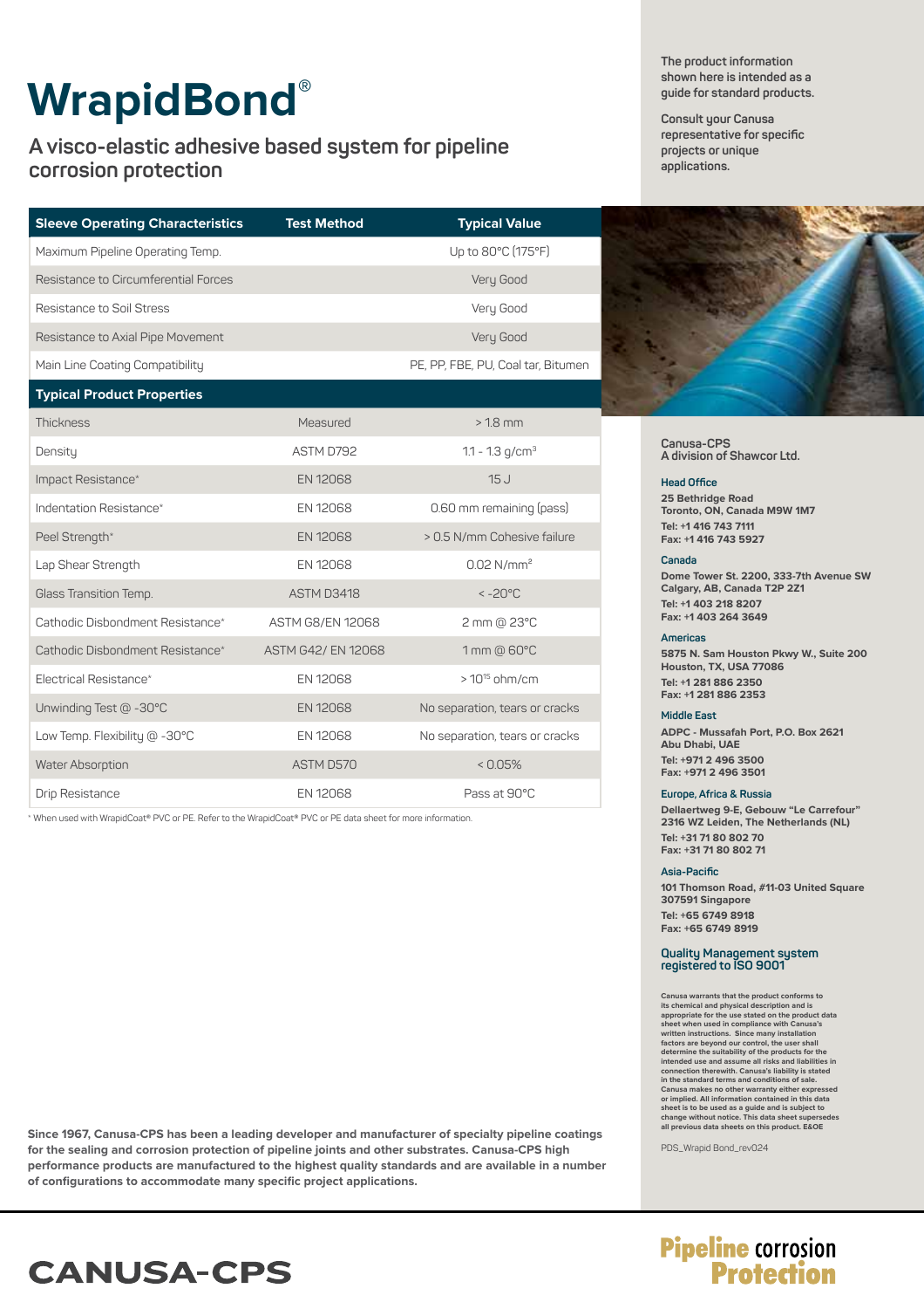# WrapidBond®

## A visco-elastic adhesive based system for pipeline corrosion protection

| Sleeve Operating Characteristics | Test Method | Typical Value |
|---|---|---|
| Maximum Pipeline Operating Temp. | | Up to 80°C (175°F) |
| Resistance to Circumferential Forces | | Very Good |
| Resistance to Soil Stress | | Very Good |
| Resistance to Axial Pipe Movement | | Very Good |
| Main Line Coating Compatibility | | PE, PP, FBE, PU, Coal tar, Bitumen |
| **Typical Product Properties** | | |
| Thickness | Measured | > 1.8 mm |
| Density | ASTM D792 | 1.1 - 1.3 g/cm³ |
| Impact Resistance* | EN 12068 | 15 J |
| Indentation Resistance* | EN 12068 | 0.60 mm remaining (pass) |
| Peel Strength* | EN 12068 | > 0.5 N/mm Cohesive failure |
| Lap Shear Strength | EN 12068 | 0.02 N/mm² |
| Glass Transition Temp. | ASTM D3418 | < -20°C |
| Cathodic Disbondment Resistance* | ASTM G8/EN 12068 | 2 mm @ 23°C |
| Cathodic Disbondment Resistance* | ASTM G42/ EN 12068 | 1 mm @ 60°C |
| Electrical Resistance* | EN 12068 | > $10^{15}$ ohm/cm |
| Unwinding Test @ -30°C | EN 12068 | No separation, tears or cracks |
| Low Temp. Flexibility @ -30°C | EN 12068 | No separation, tears or cracks |
| Water Absorption | ASTM D570 | < 0.05% |
| Drip Resistance | EN 12068 | Pass at 90°C |

* When used with WrapidCoat® PVC or PE. Refer to the WrapidCoat® PVC or PE data sheet for more information.

**Since 1967, Canusa-CPS has been a leading developer and manufacturer of specialty pipeline coatings for the sealing and corrosion protection of pipeline joints and other substrates. Canusa-CPS high performance products are manufactured to the highest quality standards and are available in a number of configurations to accommodate many specific project applications.**

The product information shown here is intended as a guide for standard products.

Consult your Canusa representative for specific projects or unique applications.

Canusa-CPS
A division of Shawcor Ltd.

**Head Office**
25 Bethridge Road
Toronto, ON, Canada M9W 1M7
Tel: +1 416 743 7111
Fax: +1 416 743 5927

**Canada**
Dome Tower St. 2200, 333-7th Avenue SW
Calgary, AB, Canada T2P 2Z1
Tel: +1 403 218 8207
Fax: +1 403 264 3649

**Americas**
5875 N. Sam Houston Pkwy W., Suite 200
Houston, TX, USA 77086
Tel: +1 281 886 2350
Fax: +1 281 886 2353

**Middle East**
ADPC - Mussafah Port, P.O. Box 2621
Abu Dhabi, UAE
Tel: +971 2 496 3500
Fax: +971 2 496 3501

**Europe, Africa & Russia**
Dellaertweg 9-E, Gebouw "Le Carrefour"
2316 WZ Leiden, The Netherlands (NL)
Tel: +31 71 80 802 70
Fax: +31 71 80 802 71

**Asia-Pacific**
101 Thomson Road, #11-03 United Square
307591 Singapore
Tel: +65 6749 8918
Fax: +65 6749 8919

**Quality Management system registered to ISO 9001**

Canusa warrants that the product conforms to its chemical and physical description and is appropriate for the use stated on the product data sheet when used in compliance with Canusa's written instructions. Since many installation factors are beyond our control, the user shall determine the suitability of the products for the intended use and assume all risks and liabilities in connection therewith. Canusa's liability is stated in the standard terms and conditions of sale. Canusa makes no other warranty either expressed or implied. All information contained in this data sheet is to be used as a guide and is subject to change without notice. This data sheet supersedes all previous data sheets on this product. E&OE

PDS_Wrapid Bond_rev024

CANUSA-CPS

Pipeline corrosion Protection